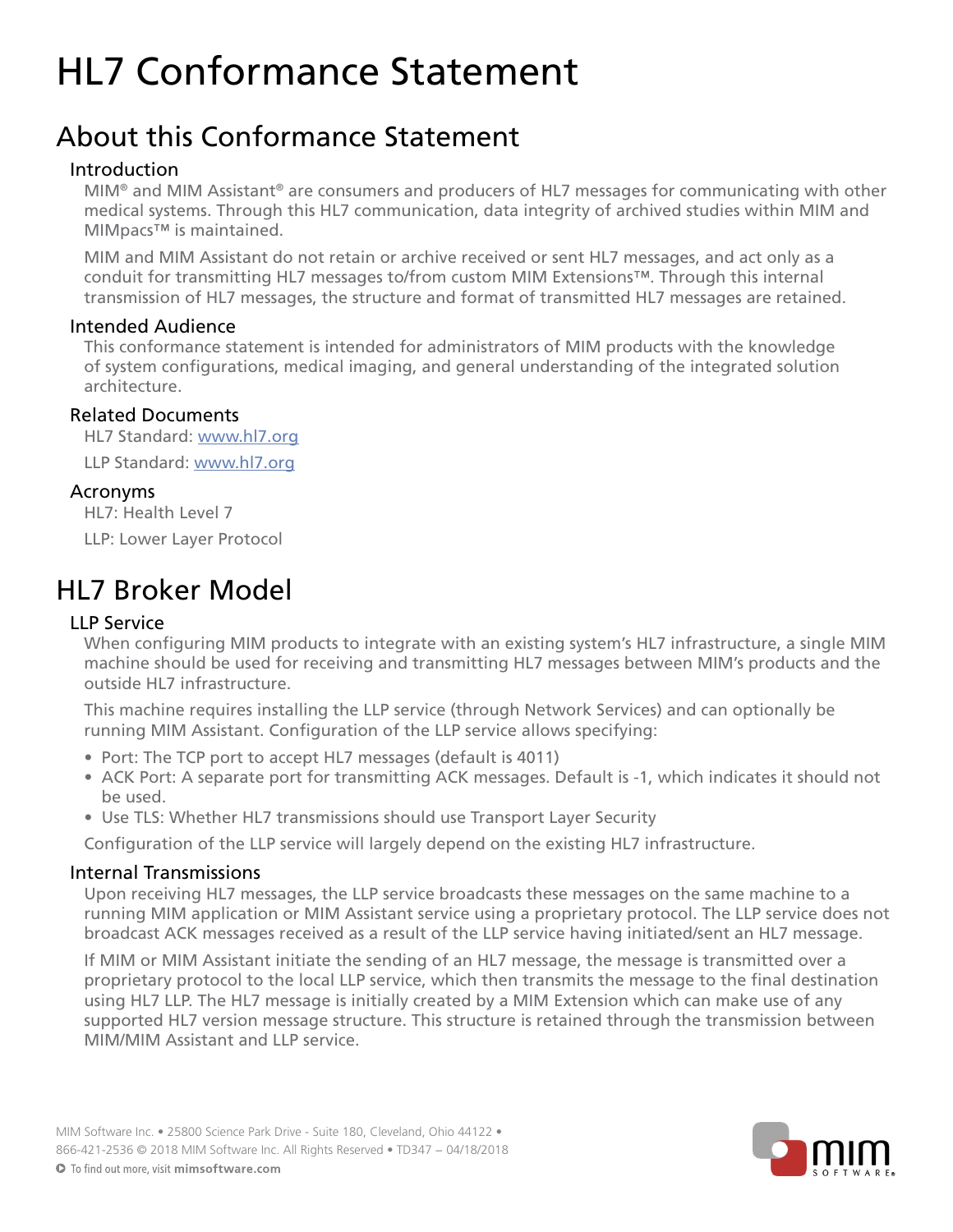# HL7 Conformance Statement

## About this Conformance Statement

### Introduction

MIM® and MIM Assistant® are consumers and producers of HL7 messages for communicating with other medical systems. Through this HL7 communication, data integrity of archived studies within MIM and MIMpacs™ is maintained.

MIM and MIM Assistant do not retain or archive received or sent HL7 messages, and act only as a conduit for transmitting HL7 messages to/from custom MIM Extensions™. Through this internal transmission of HL7 messages, the structure and format of transmitted HL7 messages are retained.

### Intended Audience

This conformance statement is intended for administrators of MIM products with the knowledge of system configurations, medical imaging, and general understanding of the integrated solution architecture.

### Related Documents

HL7 Standard: [www.hl7.org](http://www.hl7.org)

LLP Standard: [www.hl7.org](http://www.hl7.org)

### Acronyms

HL7: Health Level 7

LLP: Lower Layer Protocol

## HL7 Broker Model

### LLP Service

When configuring MIM products to integrate with an existing system's HL7 infrastructure, a single MIM machine should be used for receiving and transmitting HL7 messages between MIM's products and the outside HL7 infrastructure.

This machine requires installing the LLP service (through Network Services) and can optionally be running MIM Assistant. Configuration of the LLP service allows specifying:

- Port: The TCP port to accept HL7 messages (default is 4011)
- ACK Port: A separate port for transmitting ACK messages. Default is -1, which indicates it should not be used.
- Use TLS: Whether HL7 transmissions should use Transport Layer Security

Configuration of the LLP service will largely depend on the existing HL7 infrastructure.

### Internal Transmissions

Upon receiving HL7 messages, the LLP service broadcasts these messages on the same machine to a running MIM application or MIM Assistant service using a proprietary protocol. The LLP service does not broadcast ACK messages received as a result of the LLP service having initiated/sent an HL7 message.

If MIM or MIM Assistant initiate the sending of an HL7 message, the message is transmitted over a proprietary protocol to the local LLP service, which then transmits the message to the final destination using HL7 LLP. The HL7 message is initially created by a MIM Extension which can make use of any supported HL7 version message structure. This structure is retained through the transmission between MIM/MIM Assistant and LLP service.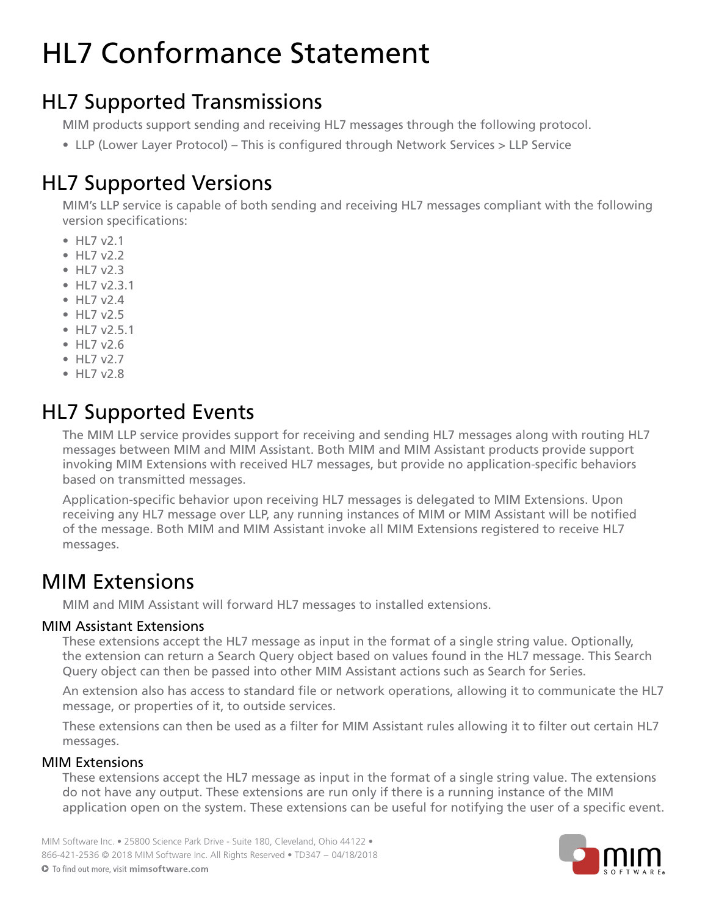# HL7 Conformance Statement

## HL7 Supported Transmissions

MIM products support sending and receiving HL7 messages through the following protocol.

- LLP (Lower Layer Protocol) – This is configured through Network Services > LLP Service

## HL7 Supported Versions

MIM's LLP service is capable of both sending and receiving HL7 messages compliant with the following version specifications:

- HL7 v2.1
- HL7 v2.2
- HL7 v2.3
- HL7 v2.3.1
- HL7 v2.4
- HL7 v2.5
- HL7 v2.5.1
- HL7 v2.6
- HL7 v2.7
- HL7 v2.8

## HL7 Supported Events

The MIM LLP service provides support for receiving and sending HL7 messages along with routing HL7 messages between MIM and MIM Assistant. Both MIM and MIM Assistant products provide support invoking MIM Extensions with received HL7 messages, but provide no application-specific behaviors based on transmitted messages.

Application-specific behavior upon receiving HL7 messages is delegated to MIM Extensions. Upon receiving any HL7 message over LLP, any running instances of MIM or MIM Assistant will be notified of the message. Both MIM and MIM Assistant invoke all MIM Extensions registered to receive HL7 messages.

## MIM Extensions

MIM and MIM Assistant will forward HL7 messages to installed extensions.

### MIM Assistant Extensions

These extensions accept the HL7 message as input in the format of a single string value. Optionally, the extension can return a Search Query object based on values found in the HL7 message. This Search Query object can then be passed into other MIM Assistant actions such as Search for Series.

An extension also has access to standard file or network operations, allowing it to communicate the HL7 message, or properties of it, to outside services.

These extensions can then be used as a filter for MIM Assistant rules allowing it to filter out certain HL7 messages.

### MIM Extensions

These extensions accept the HL7 message as input in the format of a single string value. The extensions do not have any output. These extensions are run only if there is a running instance of the MIM application open on the system. These extensions can be useful for notifying the user of a specific event.

MIM Software Inc. • 25800 Science Park Drive - Suite 180, Cleveland, Ohio 44122 • 866-421-2536 © 2018 MIM Software Inc. All Rights Reserved • TD347 – 04/18/2018

To find out more, visit **mimsoftware.com**